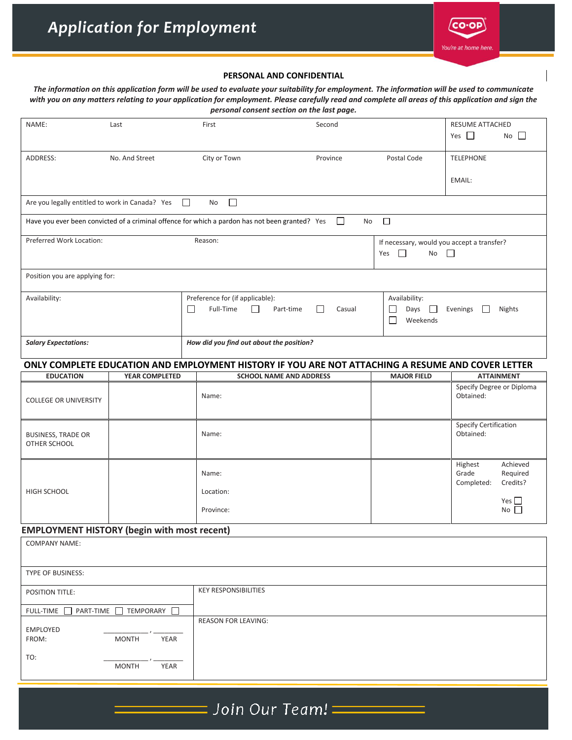# Application for Employment

CO-OP
You're at home here.

**PERSONAL AND CONFIDENTIAL**

***The information on this application form will be used to evaluate your suitability for employment. The information will be used to communicate with you on any matters relating to your application for employment. Please carefully read and complete all areas of this application and sign the personal consent section on the last page.***

| NAME: Last | First | Second | RESUME ATTACHED Yes ☐ No ☐ |
|---|---|---|---|
| ADDRESS: No. And Street | City or Town | Province / Postal Code | TELEPHONE<br>EMAIL: |

Are you legally entitled to work in Canada? Yes ☐ No ☐

Have you ever been convicted of a criminal offence for which a pardon has not been granted? Yes ☐ No ☐

| Preferred Work Location: | Reason: | If necessary, would you accept a transfer? Yes ☐ No ☐ |
|---|---|---|

Position you are applying for:

| Availability: | Preference for (if applicable): ☐ Full-Time ☐ Part-time ☐ Casual | Availability: ☐ Days ☐ Evenings ☐ Nights ☐ Weekends |
|---|---|---|
| ***Salary Expectations:*** | ***How did you find out about the position?*** | |

## ONLY COMPLETE EDUCATION AND EMPLOYMENT HISTORY IF YOU ARE NOT ATTACHING A RESUME AND COVER LETTER

| EDUCATION | YEAR COMPLETED | SCHOOL NAME AND ADDRESS | MAJOR FIELD | ATTAINMENT |
|---|---|---|---|---|
| COLLEGE OR UNIVERSITY | | Name: | | Specify Degree or Diploma Obtained: |
| BUSINESS, TRADE OR OTHER SCHOOL | | Name: | | Specify Certification Obtained: |
| HIGH SCHOOL | | Name:<br>Location:<br>Province: | | Highest Grade Completed:<br>Achieved Required Credits? Yes ☐ No ☐ |

## EMPLOYMENT HISTORY (begin with most recent)

| COMPANY NAME: | |
|---|---|
| TYPE OF BUSINESS: | |
| POSITION TITLE: | KEY RESPONSIBILITIES |
| FULL-TIME ☐ PART-TIME ☐ TEMPORARY ☐ | |
| EMPLOYED FROM: ____________ , ________ (MONTH, YEAR)<br>TO: ____________ , ________ (MONTH, YEAR) | REASON FOR LEAVING: |

Join Our Team!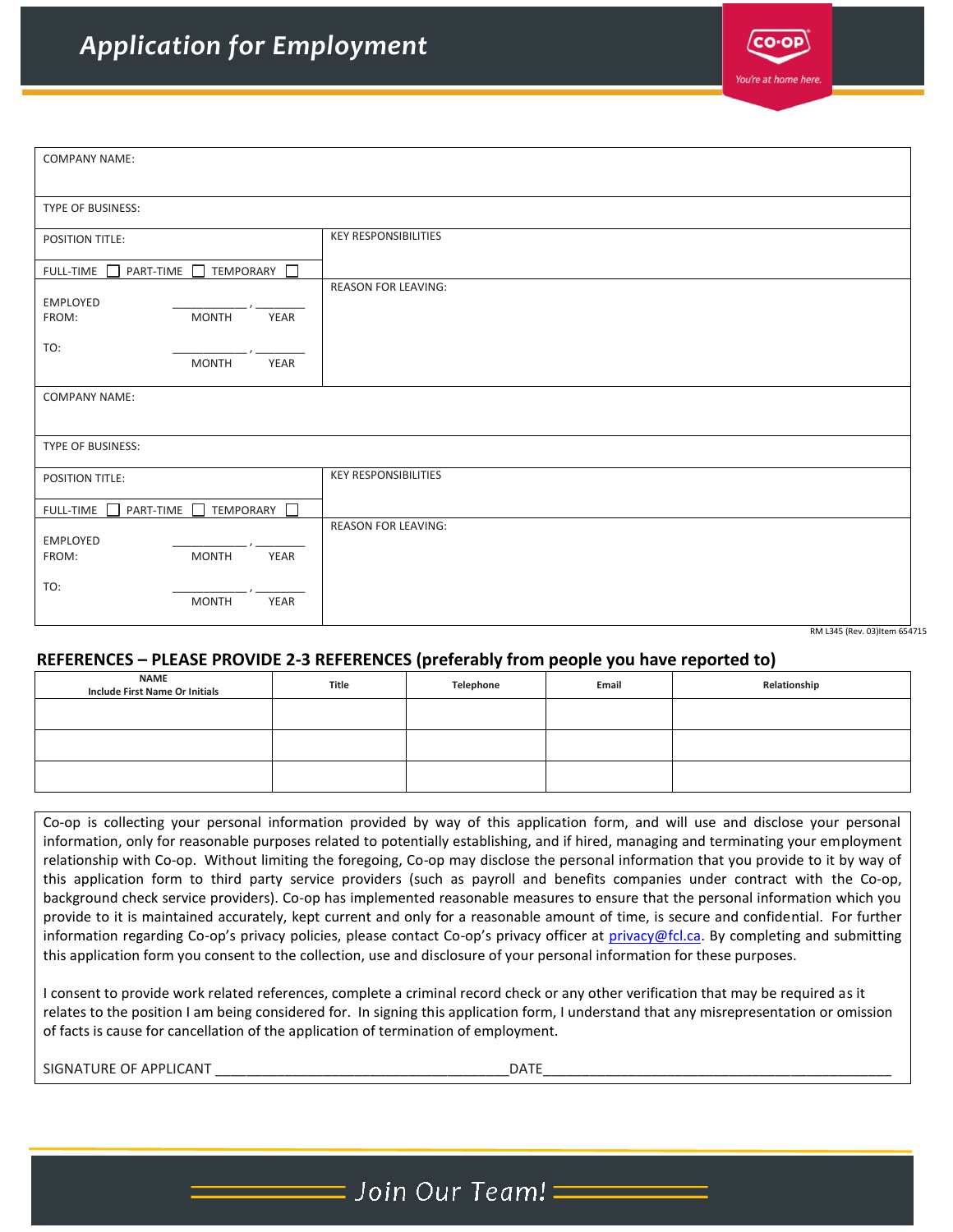# Application for Employment

CO-OP
You're at home here.

| | |
|---|---|
| COMPANY NAME: | |
| TYPE OF BUSINESS: | |
| POSITION TITLE: | KEY RESPONSIBILITIES |
| FULL-TIME ☐ PART-TIME ☐ TEMPORARY ☐ | |
| EMPLOYED FROM: ____________ , ________ MONTH YEAR<br>TO: ____________ , ________ MONTH YEAR | REASON FOR LEAVING: |
| COMPANY NAME: | |
| TYPE OF BUSINESS: | |
| POSITION TITLE: | KEY RESPONSIBILITIES |
| FULL-TIME ☐ PART-TIME ☐ TEMPORARY ☐ | |
| EMPLOYED FROM: ____________ , ________ MONTH YEAR<br>TO: ____________ , ________ MONTH YEAR | REASON FOR LEAVING: |

RM L345 (Rev. 03)Item 654715

## REFERENCES – PLEASE PROVIDE 2-3 REFERENCES (preferably from people you have reported to)

| NAME<br>Include First Name Or Initials | Title | Telephone | Email | Relationship |
|---|---|---|---|---|
| | | | | |
| | | | | |
| | | | | |

Co-op is collecting your personal information provided by way of this application form, and will use and disclose your personal information, only for reasonable purposes related to potentially establishing, and if hired, managing and terminating your employment relationship with Co-op. Without limiting the foregoing, Co-op may disclose the personal information that you provide to it by way of this application form to third party service providers (such as payroll and benefits companies under contract with the Co-op, background check service providers). Co-op has implemented reasonable measures to ensure that the personal information which you provide to it is maintained accurately, kept current and only for a reasonable amount of time, is secure and confidential. For further information regarding Co-op's privacy policies, please contact Co-op's privacy officer at privacy@fcl.ca. By completing and submitting this application form you consent to the collection, use and disclosure of your personal information for these purposes.

I consent to provide work related references, complete a criminal record check or any other verification that may be required as it relates to the position I am being considered for. In signing this application form, I understand that any misrepresentation or omission of facts is cause for cancellation of the application of termination of employment.

SIGNATURE OF APPLICANT ____________________________________DATE_____________________________________________

Join Our Team!